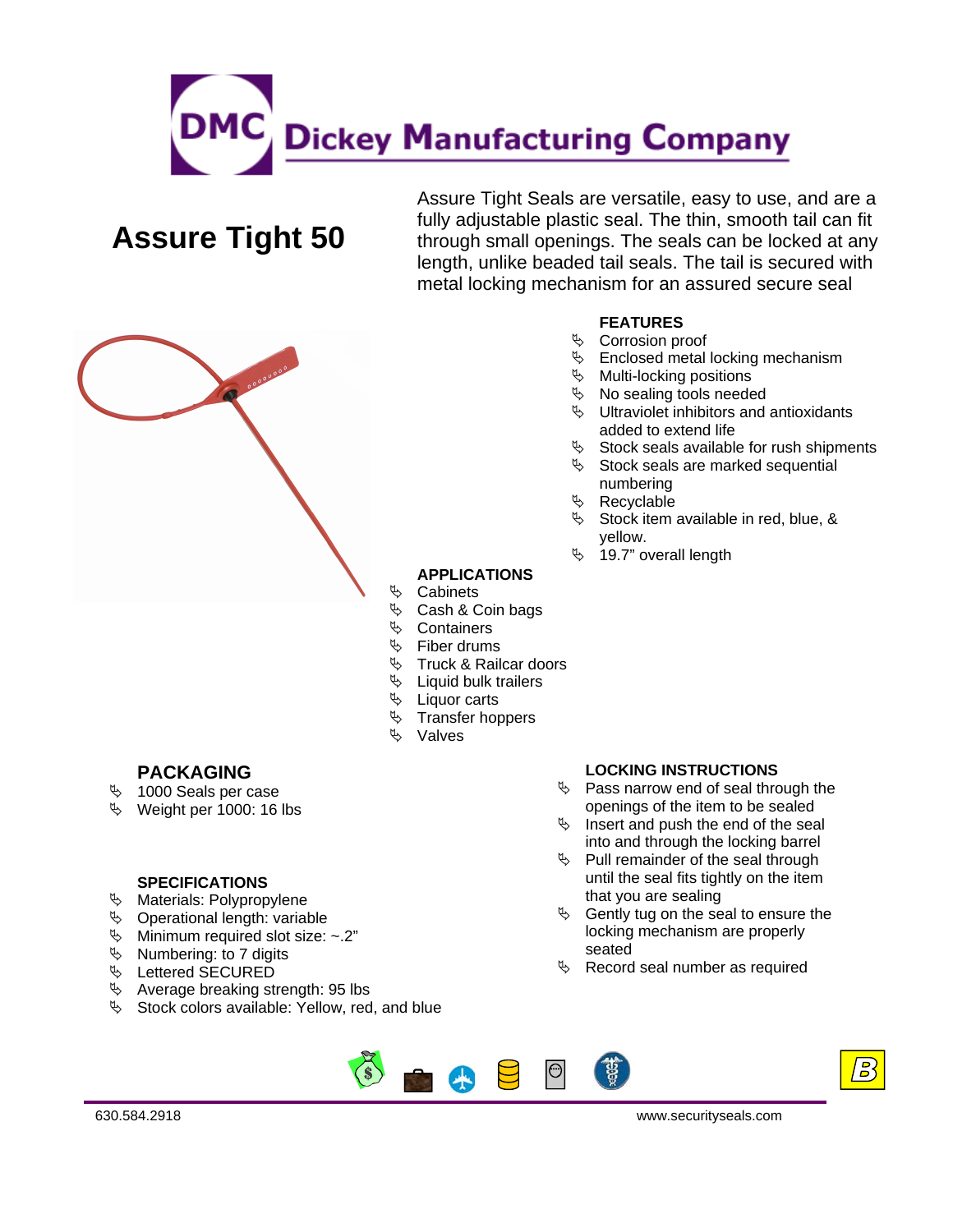# DMC Dickey Manufacturing Company

## Assure Tight 50

Assure Tight Seals are versatile, easy to use, and are a fully adjustable plastic seal. The thin, smooth tail can fit through small openings. The seals can be locked at any length, unlike beaded tail seals. The tail is secured with metal locking mechanism for an assured secure seal

### FEATURES

- Corrosion proof
- Enclosed metal locking mechanism
- Multi-locking positions
- No sealing tools needed
- Ultraviolet inhibitors and antioxidants added to extend life
- Stock seals available for rush shipments
- Stock seals are marked sequential numbering
- Recyclable
- Stock item available in red, blue, & yellow.
- 19.7" overall length

### APPLICATIONS

- Cabinets
- Cash & Coin bags
- Containers
- Fiber drums
- Truck & Railcar doors
- Liquid bulk trailers
- Liquor carts
- Transfer hoppers
- Valves

### PACKAGING

- 1000 Seals per case
- Weight per 1000: 16 lbs

### SPECIFICATIONS

- Materials: Polypropylene
- Operational length: variable
- Minimum required slot size: ~.2"
- Numbering: to 7 digits
- Lettered SECURED
- Average breaking strength: 95 lbs
- Stock colors available: Yellow, red, and blue

### LOCKING INSTRUCTIONS

- Pass narrow end of seal through the openings of the item to be sealed
- Insert and push the end of the seal into and through the locking barrel
- Pull remainder of the seal through until the seal fits tightly on the item that you are sealing
- Gently tug on the seal to ensure the locking mechanism are properly seated
- Record seal number as required

630.584.2918 www.securityseals.com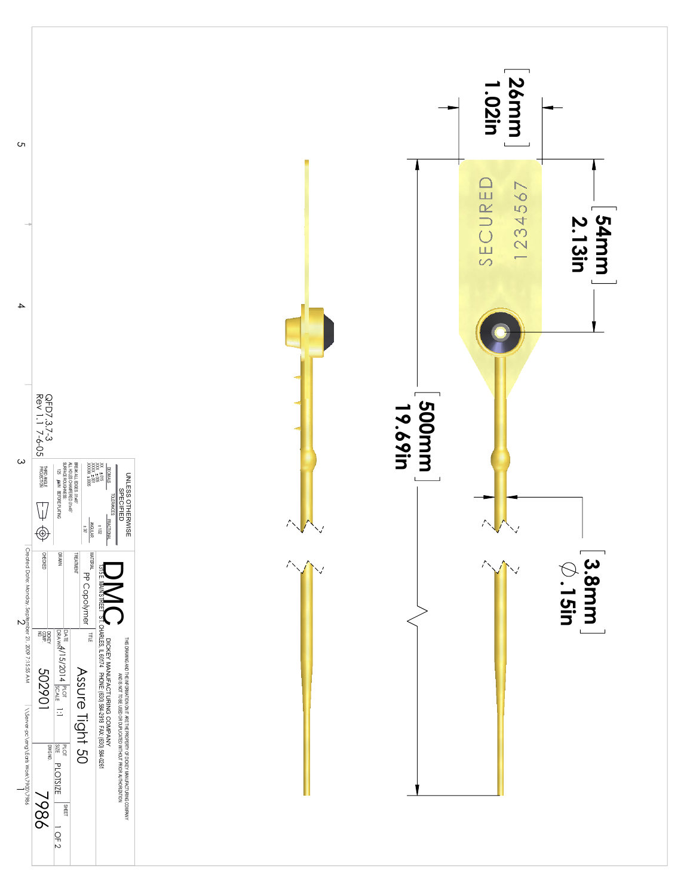26mm
1.02in

54mm
2.13in

SECURED
1234567

500mm
19.69in

3.8mm
∅ .15in

UNLESS OTHERWISE SPECIFIED

TOLERANCES

DECIMALS
.XX ± .015
.XXX ± .005
.XXXX ± .001
.XXXXX ± .0005

FRACTIONAL
± 1/32

ANGULAR
± .30'

BREAK ALL EDGES .01x45°
ALL HOLES CHAMFERED .01x45°
SURFACE ROUGHNESS
125 μIN BEFORE PLATING

THIRD ANGLE PROJECTION

QFD7.3.7-3
Rev 1.1 7-6-05

DMC

1315 E. MAIN STREET ST. CHARLES, IL 60174 PHONE (630) 584-2918 FAX (630) 584-0261

DICKEY MANUFACTURING COMPANY

THIS DRAWING AND THE INFORMATION ON IT ARE THE PROPERTY OF DICKEY MANUFACTURING COMPANY AND IS NOT TO BE USED OR DUPLICATED WITHOUT PRIOR AUTHORIZATION

| | | | |
|---|---|---|---|
| MATERIAL | PP Copolymer | TITLE | Assure Tight 50 |
| TREATMENT | | | |
| DRAWN | | DATE DRAWN 4/15/2014 | PLOT SCALE 1:1 | PLOT SIZE PLOTSIZE | SHEET 1 OF 2 |
| CHECKED | | DICKEY COMP NO. 502901 | DWG NO. 7986 |

Created Date: Monday, September 21, 2009 7:15:56 AM

\\Server-pc\eng\Earls Work\7900\7986